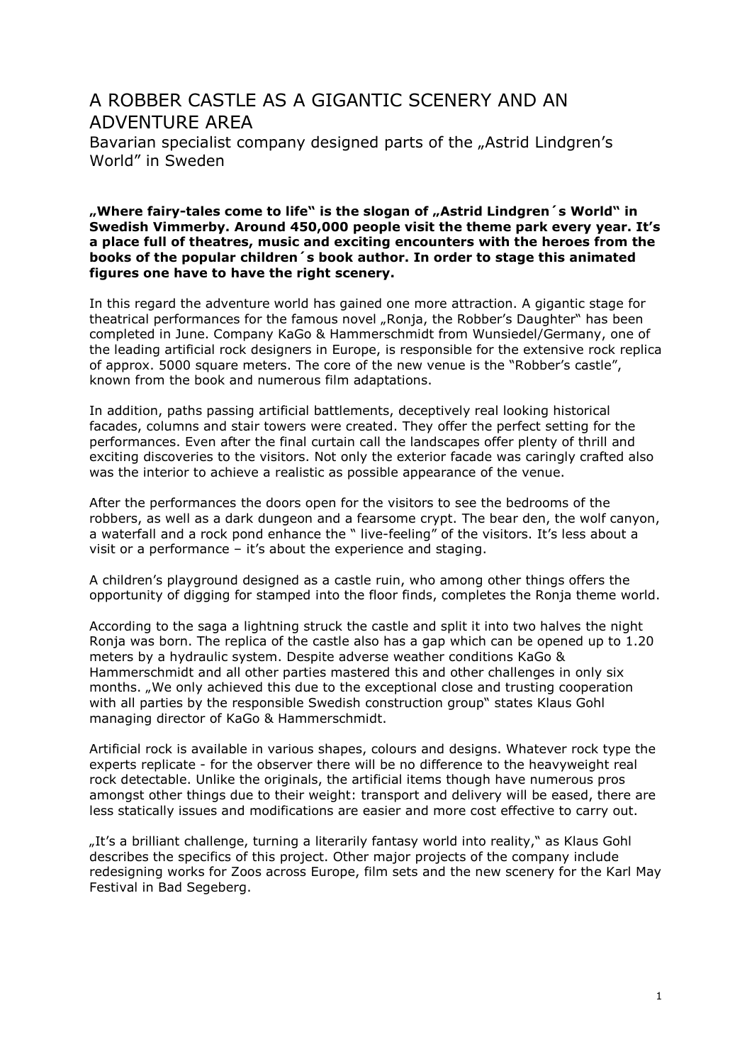# A ROBBER CASTLE AS A GIGANTIC SCENERY AND AN ADVENTURE AREA

Bavarian specialist company designed parts of the „Astrid Lindgren's World" in Sweden

**„Where fairy-tales come to life" is the slogan of „Astrid Lindgren´s World" in Swedish Vimmerby. Around 450,000 people visit the theme park every year. It's a place full of theatres, music and exciting encounters with the heroes from the books of the popular children´s book author. In order to stage this animated figures one have to have the right scenery.**

In this regard the adventure world has gained one more attraction. A gigantic stage for theatrical performances for the famous novel „Ronja, the Robber's Daughter" has been completed in June. Company KaGo & Hammerschmidt from Wunsiedel/Germany, one of the leading artificial rock designers in Europe, is responsible for the extensive rock replica of approx. 5000 square meters. The core of the new venue is the "Robber's castle", known from the book and numerous film adaptations.

In addition, paths passing artificial battlements, deceptively real looking historical facades, columns and stair towers were created. They offer the perfect setting for the performances. Even after the final curtain call the landscapes offer plenty of thrill and exciting discoveries to the visitors. Not only the exterior facade was caringly crafted also was the interior to achieve a realistic as possible appearance of the venue.

After the performances the doors open for the visitors to see the bedrooms of the robbers, as well as a dark dungeon and a fearsome crypt. The bear den, the wolf canyon, a waterfall and a rock pond enhance the " live-feeling" of the visitors. It's less about a visit or a performance – it's about the experience and staging.

A children's playground designed as a castle ruin, who among other things offers the opportunity of digging for stamped into the floor finds, completes the Ronja theme world.

According to the saga a lightning struck the castle and split it into two halves the night Ronja was born. The replica of the castle also has a gap which can be opened up to 1.20 meters by a hydraulic system. Despite adverse weather conditions KaGo & Hammerschmidt and all other parties mastered this and other challenges in only six months. „We only achieved this due to the exceptional close and trusting cooperation with all parties by the responsible Swedish construction group" states Klaus Gohl managing director of KaGo & Hammerschmidt.

Artificial rock is available in various shapes, colours and designs. Whatever rock type the experts replicate - for the observer there will be no difference to the heavyweight real rock detectable. Unlike the originals, the artificial items though have numerous pros amongst other things due to their weight: transport and delivery will be eased, there are less statically issues and modifications are easier and more cost effective to carry out.

„It's a brilliant challenge, turning a literarily fantasy world into reality," as Klaus Gohl describes the specifics of this project. Other major projects of the company include redesigning works for Zoos across Europe, film sets and the new scenery for the Karl May Festival in Bad Segeberg.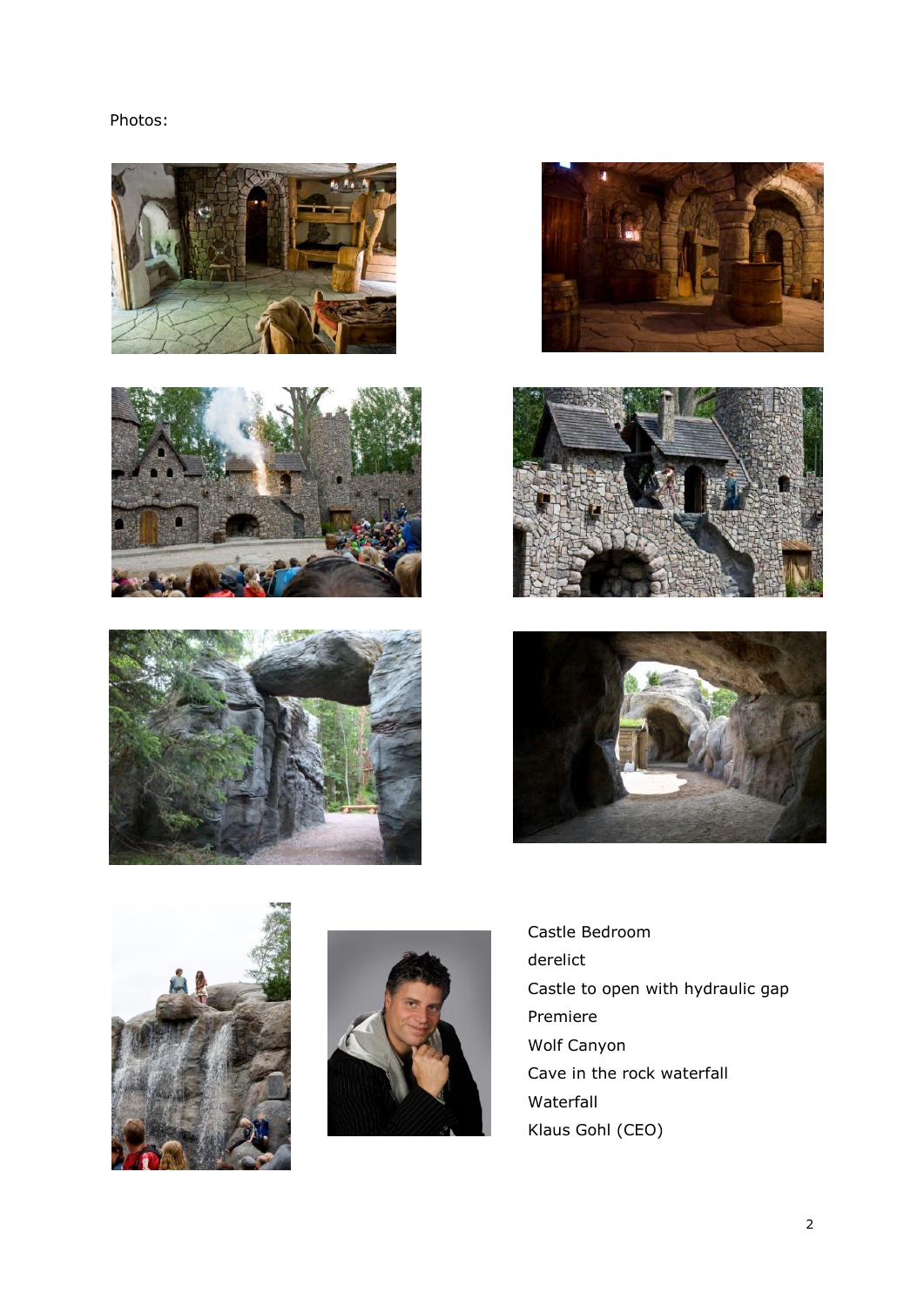Photos:

Castle Bedroom

derelict

Castle to open with hydraulic gap

Premiere

Wolf Canyon

Cave in the rock waterfall

Waterfall

Klaus Gohl (CEO)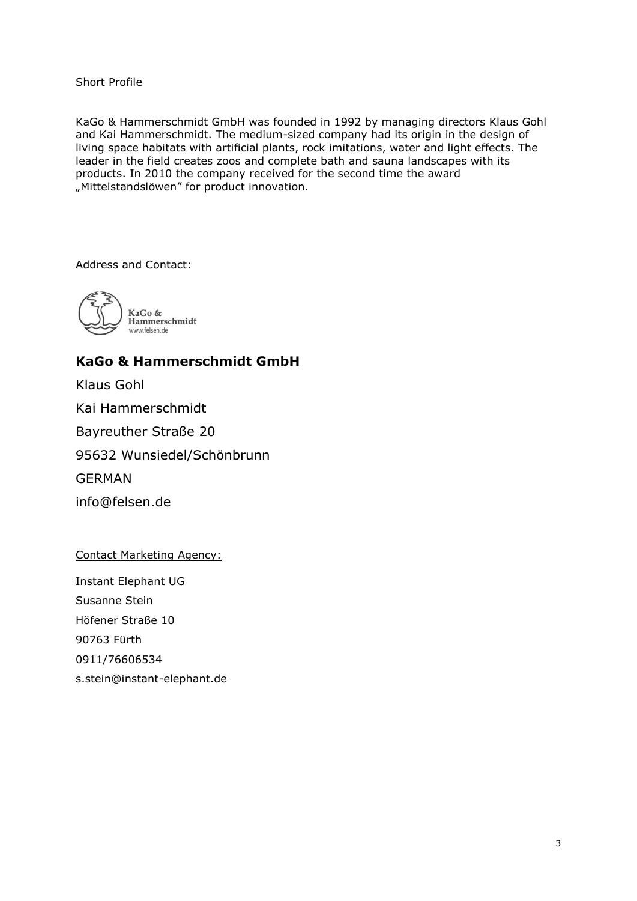Short Profile

KaGo & Hammerschmidt GmbH was founded in 1992 by managing directors Klaus Gohl and Kai Hammerschmidt. The medium-sized company had its origin in the design of living space habitats with artificial plants, rock imitations, water and light effects. The leader in the field creates zoos and complete bath and sauna landscapes with its products. In 2010 the company received for the second time the award „Mittelstandslöwen" for product innovation.

Address and Contact:

KaGo & Hammerschmidt
www.felsen.de

**KaGo & Hammerschmidt GmbH**

Klaus Gohl

Kai Hammerschmidt

Bayreuther Straße 20

95632 Wunsiedel/Schönbrunn

GERMAN

info@felsen.de

Contact Marketing Agency:

Instant Elephant UG

Susanne Stein

Höfener Straße 10

90763 Fürth

0911/76606534

s.stein@instant-elephant.de